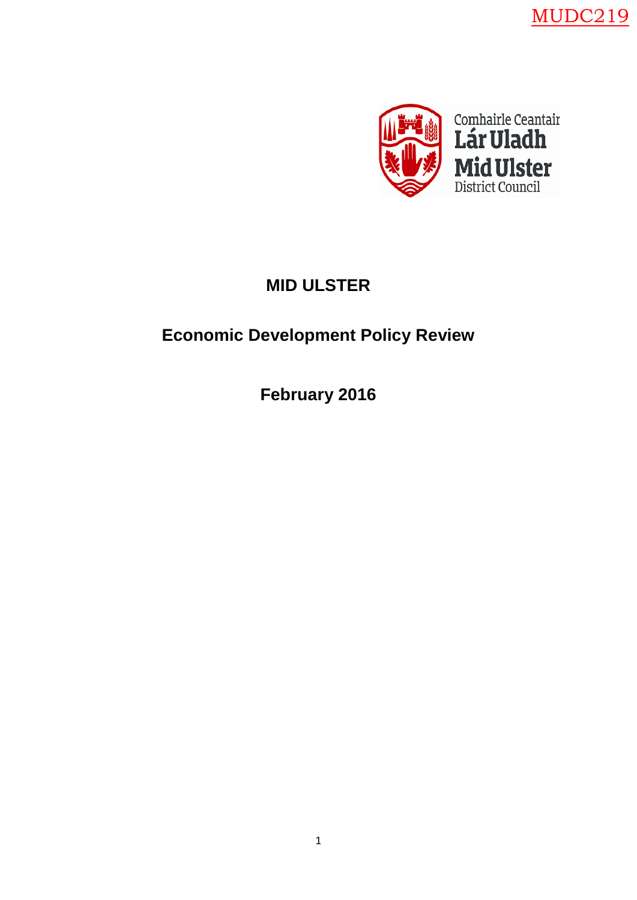MUDC219

Comhairle Ceantair
Lár Uladh
Mid Ulster
District Council

# MID ULSTER

## Economic Development Policy Review

**February 2016**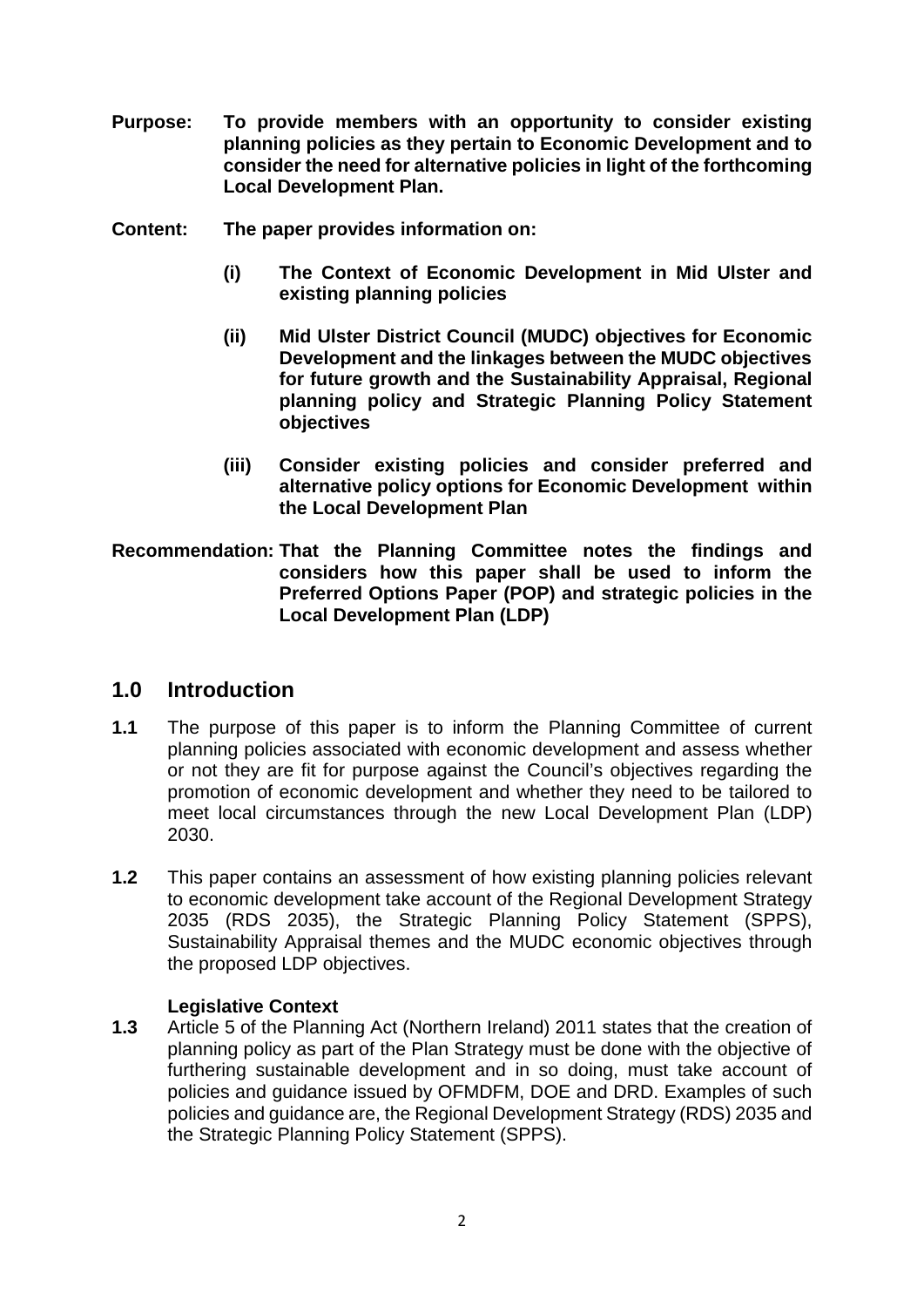**Purpose:** **To provide members with an opportunity to consider existing planning policies as they pertain to Economic Development and to consider the need for alternative policies in light of the forthcoming Local Development Plan.**

**Content:** **The paper provides information on:**

- **(i) The Context of Economic Development in Mid Ulster and existing planning policies**
- **(ii) Mid Ulster District Council (MUDC) objectives for Economic Development and the linkages between the MUDC objectives for future growth and the Sustainability Appraisal, Regional planning policy and Strategic Planning Policy Statement objectives**
- **(iii) Consider existing policies and consider preferred and alternative policy options for Economic Development within the Local Development Plan**

**Recommendation:** **That the Planning Committee notes the findings and considers how this paper shall be used to inform the Preferred Options Paper (POP) and strategic policies in the Local Development Plan (LDP)**

## 1.0 Introduction

**1.1** The purpose of this paper is to inform the Planning Committee of current planning policies associated with economic development and assess whether or not they are fit for purpose against the Council's objectives regarding the promotion of economic development and whether they need to be tailored to meet local circumstances through the new Local Development Plan (LDP) 2030.

**1.2** This paper contains an assessment of how existing planning policies relevant to economic development take account of the Regional Development Strategy 2035 (RDS 2035), the Strategic Planning Policy Statement (SPPS), Sustainability Appraisal themes and the MUDC economic objectives through the proposed LDP objectives.

**Legislative Context**

**1.3** Article 5 of the Planning Act (Northern Ireland) 2011 states that the creation of planning policy as part of the Plan Strategy must be done with the objective of furthering sustainable development and in so doing, must take account of policies and guidance issued by OFMDFM, DOE and DRD. Examples of such policies and guidance are, the Regional Development Strategy (RDS) 2035 and the Strategic Planning Policy Statement (SPPS).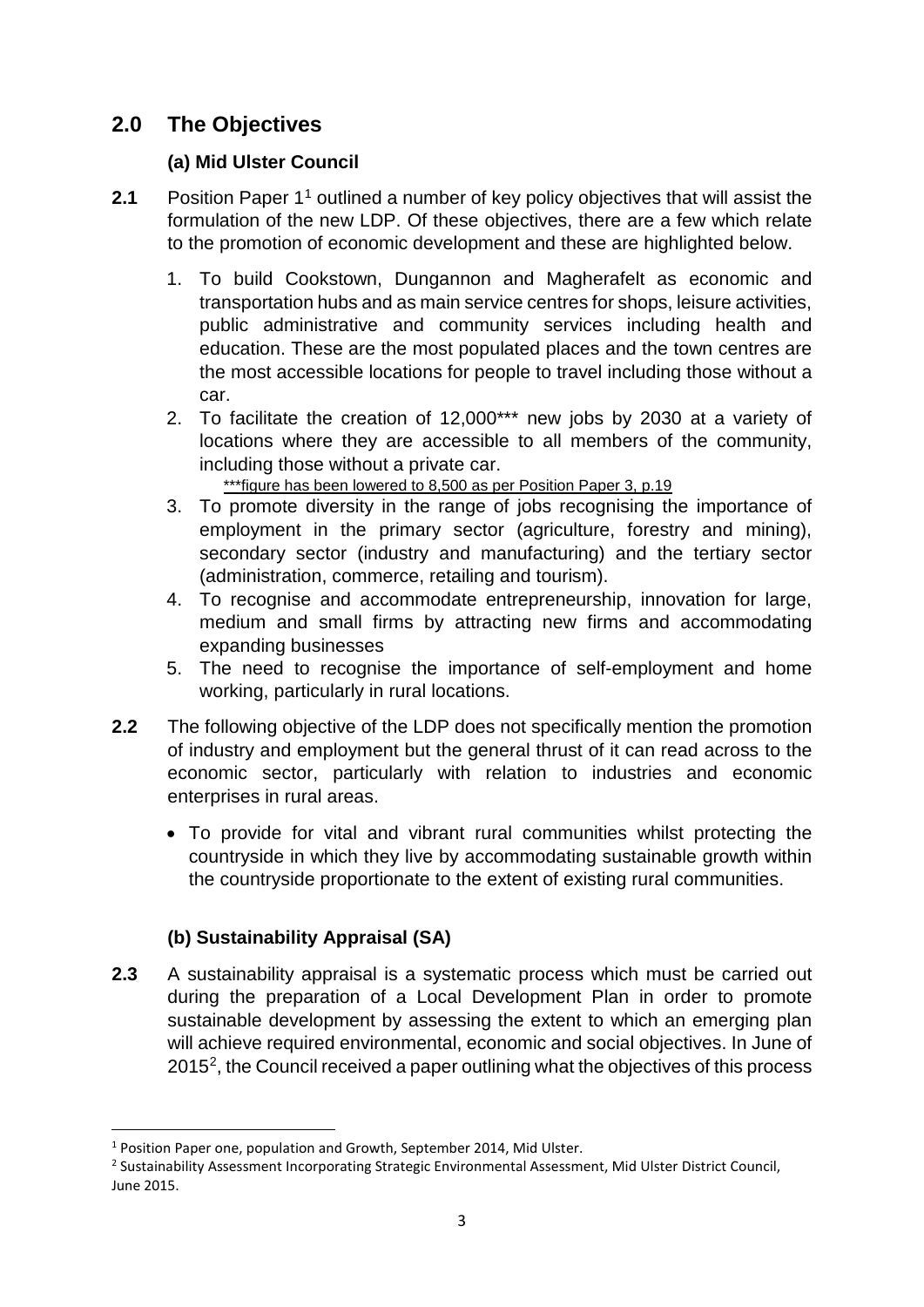## 2.0 The Objectives

### (a) Mid Ulster Council

**2.1** Position Paper 1[1] outlined a number of key policy objectives that will assist the formulation of the new LDP. Of these objectives, there are a few which relate to the promotion of economic development and these are highlighted below.

1. To build Cookstown, Dungannon and Magherafelt as economic and transportation hubs and as main service centres for shops, leisure activities, public administrative and community services including health and education. These are the most populated places and the town centres are the most accessible locations for people to travel including those without a car.
2. To facilitate the creation of 12,000*** new jobs by 2030 at a variety of locations where they are accessible to all members of the community, including those without a private car.
   ***figure has been lowered to 8,500 as per Position Paper 3, p.19
3. To promote diversity in the range of jobs recognising the importance of employment in the primary sector (agriculture, forestry and mining), secondary sector (industry and manufacturing) and the tertiary sector (administration, commerce, retailing and tourism).
4. To recognise and accommodate entrepreneurship, innovation for large, medium and small firms by attracting new firms and accommodating expanding businesses
5. The need to recognise the importance of self-employment and home working, particularly in rural locations.

**2.2** The following objective of the LDP does not specifically mention the promotion of industry and employment but the general thrust of it can read across to the economic sector, particularly with relation to industries and economic enterprises in rural areas.

- To provide for vital and vibrant rural communities whilst protecting the countryside in which they live by accommodating sustainable growth within the countryside proportionate to the extent of existing rural communities.

### (b) Sustainability Appraisal (SA)

**2.3** A sustainability appraisal is a systematic process which must be carried out during the preparation of a Local Development Plan in order to promote sustainable development by assessing the extent to which an emerging plan will achieve required environmental, economic and social objectives. In June of 2015[2], the Council received a paper outlining what the objectives of this process

---

[1] Position Paper one, population and Growth, September 2014, Mid Ulster.

[2] Sustainability Assessment Incorporating Strategic Environmental Assessment, Mid Ulster District Council, June 2015.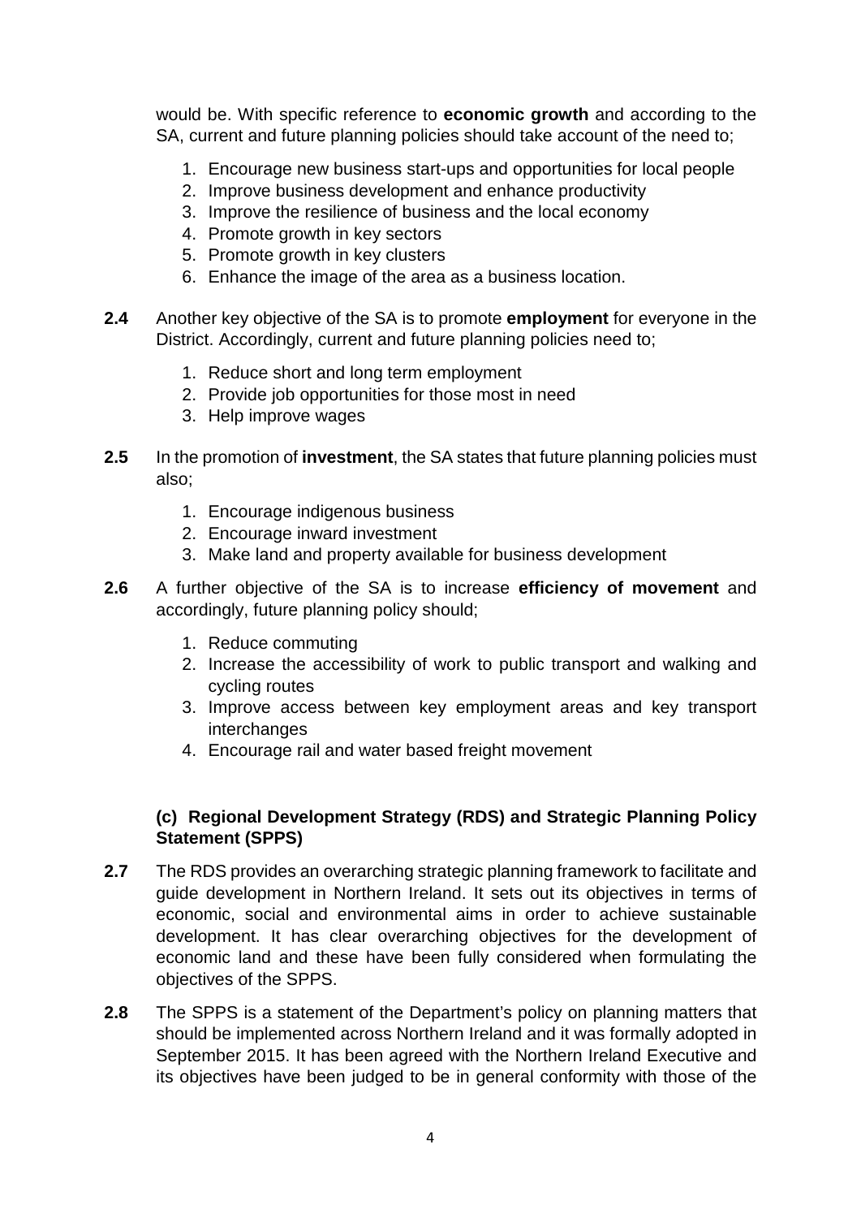would be. With specific reference to **economic growth** and according to the SA, current and future planning policies should take account of the need to;

1. Encourage new business start-ups and opportunities for local people
2. Improve business development and enhance productivity
3. Improve the resilience of business and the local economy
4. Promote growth in key sectors
5. Promote growth in key clusters
6. Enhance the image of the area as a business location.

**2.4** Another key objective of the SA is to promote **employment** for everyone in the District. Accordingly, current and future planning policies need to;

1. Reduce short and long term employment
2. Provide job opportunities for those most in need
3. Help improve wages

**2.5** In the promotion of **investment**, the SA states that future planning policies must also;

1. Encourage indigenous business
2. Encourage inward investment
3. Make land and property available for business development

**2.6** A further objective of the SA is to increase **efficiency of movement** and accordingly, future planning policy should;

1. Reduce commuting
2. Increase the accessibility of work to public transport and walking and cycling routes
3. Improve access between key employment areas and key transport interchanges
4. Encourage rail and water based freight movement

### (c) Regional Development Strategy (RDS) and Strategic Planning Policy Statement (SPPS)

**2.7** The RDS provides an overarching strategic planning framework to facilitate and guide development in Northern Ireland. It sets out its objectives in terms of economic, social and environmental aims in order to achieve sustainable development. It has clear overarching objectives for the development of economic land and these have been fully considered when formulating the objectives of the SPPS.

**2.8** The SPPS is a statement of the Department's policy on planning matters that should be implemented across Northern Ireland and it was formally adopted in September 2015. It has been agreed with the Northern Ireland Executive and its objectives have been judged to be in general conformity with those of the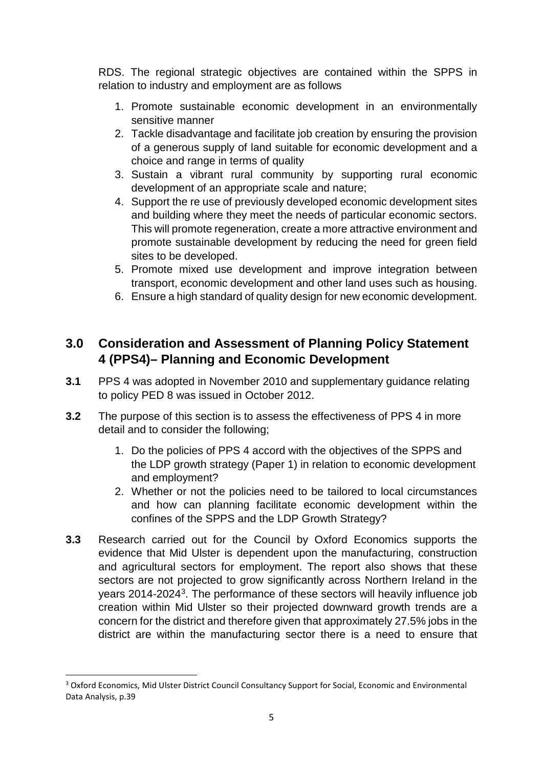RDS. The regional strategic objectives are contained within the SPPS in relation to industry and employment are as follows

1. Promote sustainable economic development in an environmentally sensitive manner
2. Tackle disadvantage and facilitate job creation by ensuring the provision of a generous supply of land suitable for economic development and a choice and range in terms of quality
3. Sustain a vibrant rural community by supporting rural economic development of an appropriate scale and nature;
4. Support the re use of previously developed economic development sites and building where they meet the needs of particular economic sectors. This will promote regeneration, create a more attractive environment and promote sustainable development by reducing the need for green field sites to be developed.
5. Promote mixed use development and improve integration between transport, economic development and other land uses such as housing.
6. Ensure a high standard of quality design for new economic development.

## 3.0 Consideration and Assessment of Planning Policy Statement 4 (PPS4)– Planning and Economic Development

**3.1** PPS 4 was adopted in November 2010 and supplementary guidance relating to policy PED 8 was issued in October 2012.

**3.2** The purpose of this section is to assess the effectiveness of PPS 4 in more detail and to consider the following;

1. Do the policies of PPS 4 accord with the objectives of the SPPS and the LDP growth strategy (Paper 1) in relation to economic development and employment?
2. Whether or not the policies need to be tailored to local circumstances and how can planning facilitate economic development within the confines of the SPPS and the LDP Growth Strategy?

**3.3** Research carried out for the Council by Oxford Economics supports the evidence that Mid Ulster is dependent upon the manufacturing, construction and agricultural sectors for employment. The report also shows that these sectors are not projected to grow significantly across Northern Ireland in the years 2014-2024[3]. The performance of these sectors will heavily influence job creation within Mid Ulster so their projected downward growth trends are a concern for the district and therefore given that approximately 27.5% jobs in the district are within the manufacturing sector there is a need to ensure that

[3] Oxford Economics, Mid Ulster District Council Consultancy Support for Social, Economic and Environmental Data Analysis, p.39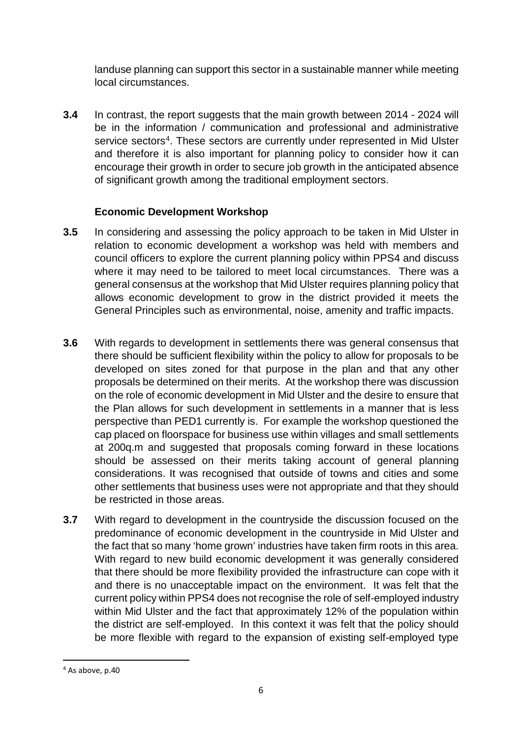landuse planning can support this sector in a sustainable manner while meeting local circumstances.

**3.4** In contrast, the report suggests that the main growth between 2014 - 2024 will be in the information / communication and professional and administrative service sectors[4]. These sectors are currently under represented in Mid Ulster and therefore it is also important for planning policy to consider how it can encourage their growth in order to secure job growth in the anticipated absence of significant growth among the traditional employment sectors.

**Economic Development Workshop**

**3.5** In considering and assessing the policy approach to be taken in Mid Ulster in relation to economic development a workshop was held with members and council officers to explore the current planning policy within PPS4 and discuss where it may need to be tailored to meet local circumstances. There was a general consensus at the workshop that Mid Ulster requires planning policy that allows economic development to grow in the district provided it meets the General Principles such as environmental, noise, amenity and traffic impacts.

**3.6** With regards to development in settlements there was general consensus that there should be sufficient flexibility within the policy to allow for proposals to be developed on sites zoned for that purpose in the plan and that any other proposals be determined on their merits. At the workshop there was discussion on the role of economic development in Mid Ulster and the desire to ensure that the Plan allows for such development in settlements in a manner that is less perspective than PED1 currently is. For example the workshop questioned the cap placed on floorspace for business use within villages and small settlements at 200q.m and suggested that proposals coming forward in these locations should be assessed on their merits taking account of general planning considerations. It was recognised that outside of towns and cities and some other settlements that business uses were not appropriate and that they should be restricted in those areas.

**3.7** With regard to development in the countryside the discussion focused on the predominance of economic development in the countryside in Mid Ulster and the fact that so many 'home grown' industries have taken firm roots in this area. With regard to new build economic development it was generally considered that there should be more flexibility provided the infrastructure can cope with it and there is no unacceptable impact on the environment. It was felt that the current policy within PPS4 does not recognise the role of self-employed industry within Mid Ulster and the fact that approximately 12% of the population within the district are self-employed. In this context it was felt that the policy should be more flexible with regard to the expansion of existing self-employed type

[4] As above, p.40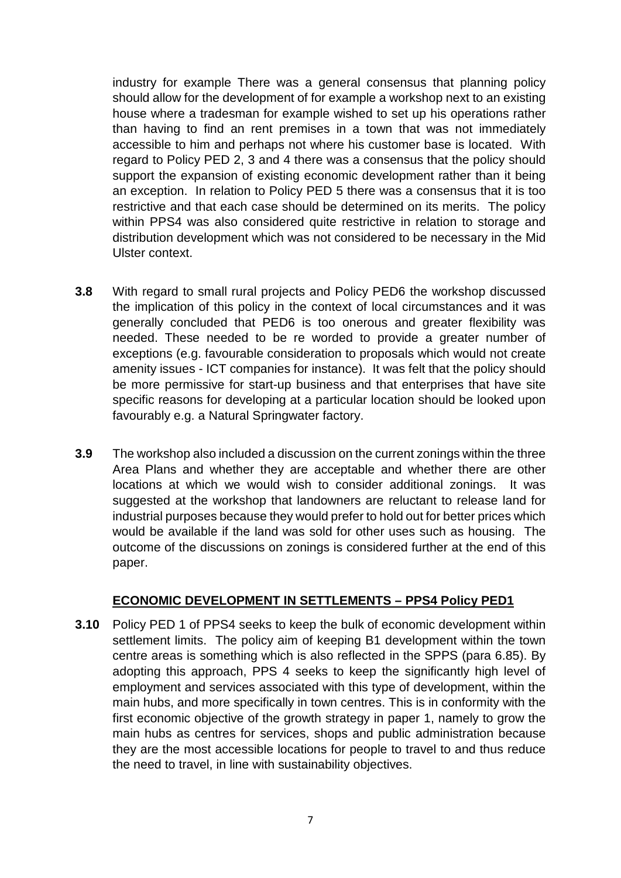industry for example There was a general consensus that planning policy should allow for the development of for example a workshop next to an existing house where a tradesman for example wished to set up his operations rather than having to find an rent premises in a town that was not immediately accessible to him and perhaps not where his customer base is located. With regard to Policy PED 2, 3 and 4 there was a consensus that the policy should support the expansion of existing economic development rather than it being an exception. In relation to Policy PED 5 there was a consensus that it is too restrictive and that each case should be determined on its merits. The policy within PPS4 was also considered quite restrictive in relation to storage and distribution development which was not considered to be necessary in the Mid Ulster context.

**3.8** With regard to small rural projects and Policy PED6 the workshop discussed the implication of this policy in the context of local circumstances and it was generally concluded that PED6 is too onerous and greater flexibility was needed. These needed to be re worded to provide a greater number of exceptions (e.g. favourable consideration to proposals which would not create amenity issues - ICT companies for instance). It was felt that the policy should be more permissive for start-up business and that enterprises that have site specific reasons for developing at a particular location should be looked upon favourably e.g. a Natural Springwater factory.

**3.9** The workshop also included a discussion on the current zonings within the three Area Plans and whether they are acceptable and whether there are other locations at which we would wish to consider additional zonings. It was suggested at the workshop that landowners are reluctant to release land for industrial purposes because they would prefer to hold out for better prices which would be available if the land was sold for other uses such as housing. The outcome of the discussions on zonings is considered further at the end of this paper.

## ECONOMIC DEVELOPMENT IN SETTLEMENTS – PPS4 Policy PED1

**3.10** Policy PED 1 of PPS4 seeks to keep the bulk of economic development within settlement limits. The policy aim of keeping B1 development within the town centre areas is something which is also reflected in the SPPS (para 6.85). By adopting this approach, PPS 4 seeks to keep the significantly high level of employment and services associated with this type of development, within the main hubs, and more specifically in town centres. This is in conformity with the first economic objective of the growth strategy in paper 1, namely to grow the main hubs as centres for services, shops and public administration because they are the most accessible locations for people to travel to and thus reduce the need to travel, in line with sustainability objectives.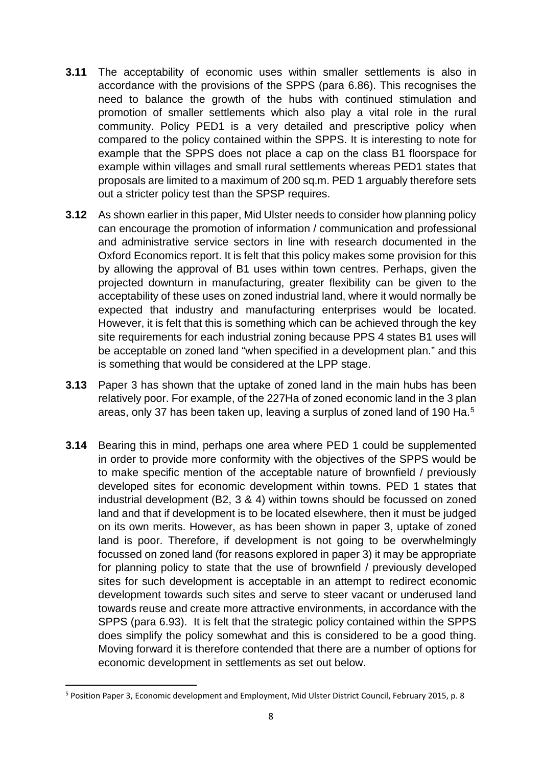**3.11** The acceptability of economic uses within smaller settlements is also in accordance with the provisions of the SPPS (para 6.86). This recognises the need to balance the growth of the hubs with continued stimulation and promotion of smaller settlements which also play a vital role in the rural community. Policy PED1 is a very detailed and prescriptive policy when compared to the policy contained within the SPPS. It is interesting to note for example that the SPPS does not place a cap on the class B1 floorspace for example within villages and small rural settlements whereas PED1 states that proposals are limited to a maximum of 200 sq.m. PED 1 arguably therefore sets out a stricter policy test than the SPSP requires.

**3.12** As shown earlier in this paper, Mid Ulster needs to consider how planning policy can encourage the promotion of information / communication and professional and administrative service sectors in line with research documented in the Oxford Economics report. It is felt that this policy makes some provision for this by allowing the approval of B1 uses within town centres. Perhaps, given the projected downturn in manufacturing, greater flexibility can be given to the acceptability of these uses on zoned industrial land, where it would normally be expected that industry and manufacturing enterprises would be located. However, it is felt that this is something which can be achieved through the key site requirements for each industrial zoning because PPS 4 states B1 uses will be acceptable on zoned land "when specified in a development plan." and this is something that would be considered at the LPP stage.

**3.13** Paper 3 has shown that the uptake of zoned land in the main hubs has been relatively poor. For example, of the 227Ha of zoned economic land in the 3 plan areas, only 37 has been taken up, leaving a surplus of zoned land of 190 Ha.[5]

**3.14** Bearing this in mind, perhaps one area where PED 1 could be supplemented in order to provide more conformity with the objectives of the SPPS would be to make specific mention of the acceptable nature of brownfield / previously developed sites for economic development within towns. PED 1 states that industrial development (B2, 3 & 4) within towns should be focussed on zoned land and that if development is to be located elsewhere, then it must be judged on its own merits. However, as has been shown in paper 3, uptake of zoned land is poor. Therefore, if development is not going to be overwhelmingly focussed on zoned land (for reasons explored in paper 3) it may be appropriate for planning policy to state that the use of brownfield / previously developed sites for such development is acceptable in an attempt to redirect economic development towards such sites and serve to steer vacant or underused land towards reuse and create more attractive environments, in accordance with the SPPS (para 6.93). It is felt that the strategic policy contained within the SPPS does simplify the policy somewhat and this is considered to be a good thing. Moving forward it is therefore contended that there are a number of options for economic development in settlements as set out below.

---

[5] Position Paper 3, Economic development and Employment, Mid Ulster District Council, February 2015, p. 8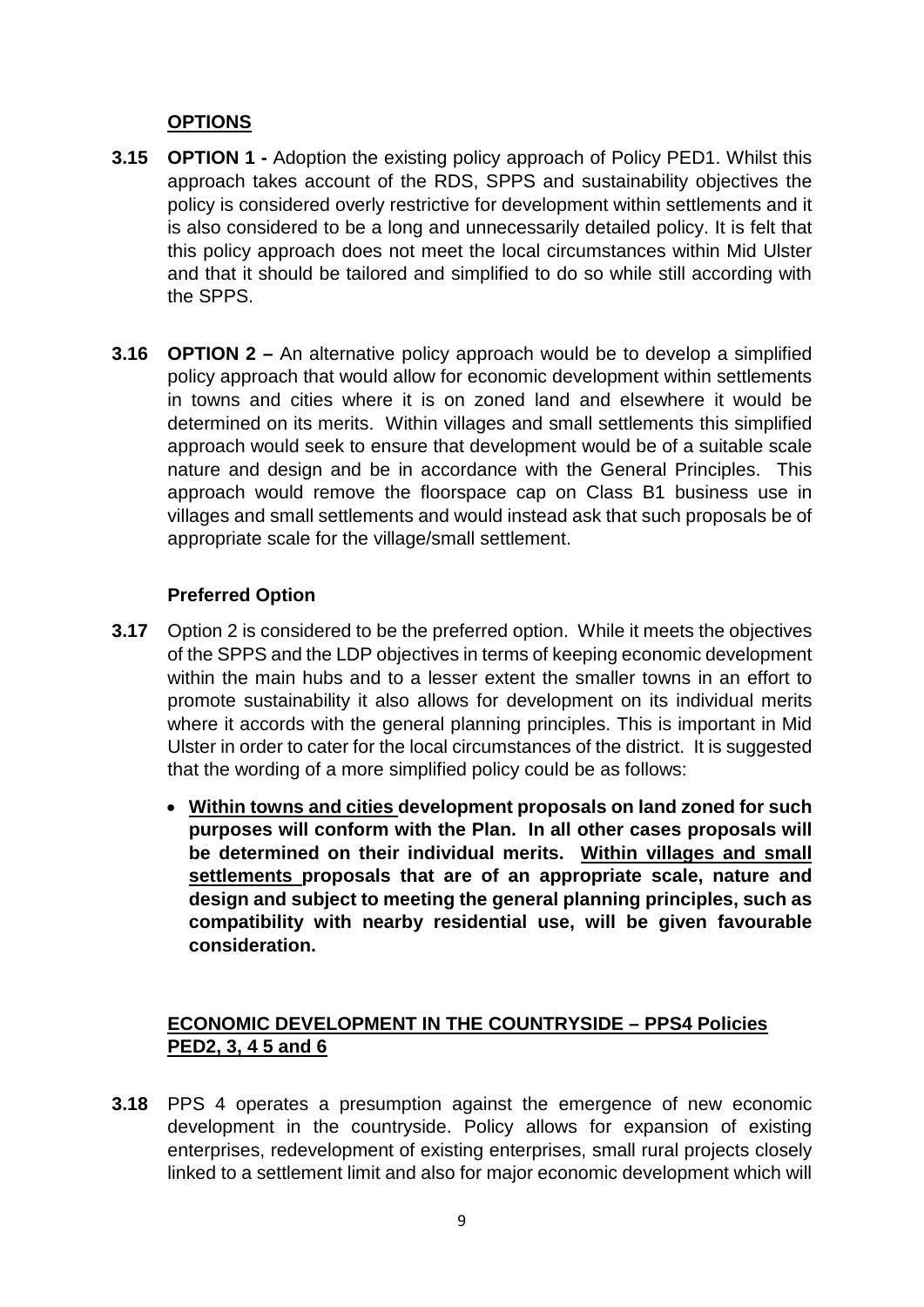## OPTIONS

**3.15** **OPTION 1 -** Adoption the existing policy approach of Policy PED1. Whilst this approach takes account of the RDS, SPPS and sustainability objectives the policy is considered overly restrictive for development within settlements and it is also considered to be a long and unnecessarily detailed policy. It is felt that this policy approach does not meet the local circumstances within Mid Ulster and that it should be tailored and simplified to do so while still according with the SPPS.

**3.16** **OPTION 2 –** An alternative policy approach would be to develop a simplified policy approach that would allow for economic development within settlements in towns and cities where it is on zoned land and elsewhere it would be determined on its merits. Within villages and small settlements this simplified approach would seek to ensure that development would be of a suitable scale nature and design and be in accordance with the General Principles. This approach would remove the floorspace cap on Class B1 business use in villages and small settlements and would instead ask that such proposals be of appropriate scale for the village/small settlement.

### Preferred Option

**3.17** Option 2 is considered to be the preferred option. While it meets the objectives of the SPPS and the LDP objectives in terms of keeping economic development within the main hubs and to a lesser extent the smaller towns in an effort to promote sustainability it also allows for development on its individual merits where it accords with the general planning principles. This is important in Mid Ulster in order to cater for the local circumstances of the district. It is suggested that the wording of a more simplified policy could be as follows:

- **Within towns and cities development proposals on land zoned for such purposes will conform with the Plan. In all other cases proposals will be determined on their individual merits. Within villages and small settlements proposals that are of an appropriate scale, nature and design and subject to meeting the general planning principles, such as compatibility with nearby residential use, will be given favourable consideration.**

## ECONOMIC DEVELOPMENT IN THE COUNTRYSIDE – PPS4 Policies PED2, 3, 4 5 and 6

**3.18** PPS 4 operates a presumption against the emergence of new economic development in the countryside. Policy allows for expansion of existing enterprises, redevelopment of existing enterprises, small rural projects closely linked to a settlement limit and also for major economic development which will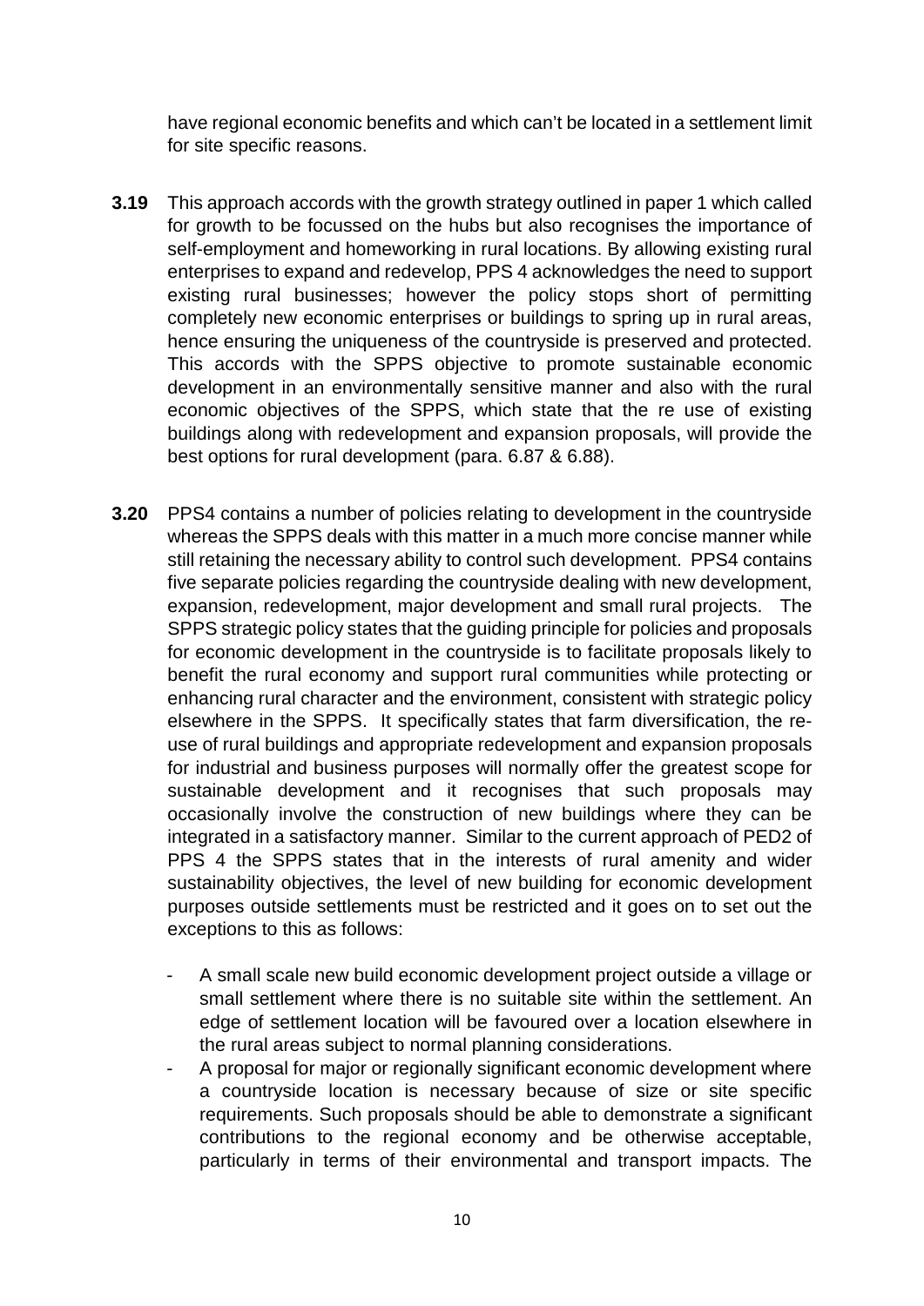have regional economic benefits and which can’t be located in a settlement limit for site specific reasons.

**3.19** This approach accords with the growth strategy outlined in paper 1 which called for growth to be focussed on the hubs but also recognises the importance of self-employment and homeworking in rural locations. By allowing existing rural enterprises to expand and redevelop, PPS 4 acknowledges the need to support existing rural businesses; however the policy stops short of permitting completely new economic enterprises or buildings to spring up in rural areas, hence ensuring the uniqueness of the countryside is preserved and protected. This accords with the SPPS objective to promote sustainable economic development in an environmentally sensitive manner and also with the rural economic objectives of the SPPS, which state that the re use of existing buildings along with redevelopment and expansion proposals, will provide the best options for rural development (para. 6.87 & 6.88).

**3.20** PPS4 contains a number of policies relating to development in the countryside whereas the SPPS deals with this matter in a much more concise manner while still retaining the necessary ability to control such development. PPS4 contains five separate policies regarding the countryside dealing with new development, expansion, redevelopment, major development and small rural projects. The SPPS strategic policy states that the guiding principle for policies and proposals for economic development in the countryside is to facilitate proposals likely to benefit the rural economy and support rural communities while protecting or enhancing rural character and the environment, consistent with strategic policy elsewhere in the SPPS. It specifically states that farm diversification, the re-use of rural buildings and appropriate redevelopment and expansion proposals for industrial and business purposes will normally offer the greatest scope for sustainable development and it recognises that such proposals may occasionally involve the construction of new buildings where they can be integrated in a satisfactory manner. Similar to the current approach of PED2 of PPS 4 the SPPS states that in the interests of rural amenity and wider sustainability objectives, the level of new building for economic development purposes outside settlements must be restricted and it goes on to set out the exceptions to this as follows:

- A small scale new build economic development project outside a village or small settlement where there is no suitable site within the settlement. An edge of settlement location will be favoured over a location elsewhere in the rural areas subject to normal planning considerations.
- A proposal for major or regionally significant economic development where a countryside location is necessary because of size or site specific requirements. Such proposals should be able to demonstrate a significant contributions to the regional economy and be otherwise acceptable, particularly in terms of their environmental and transport impacts. The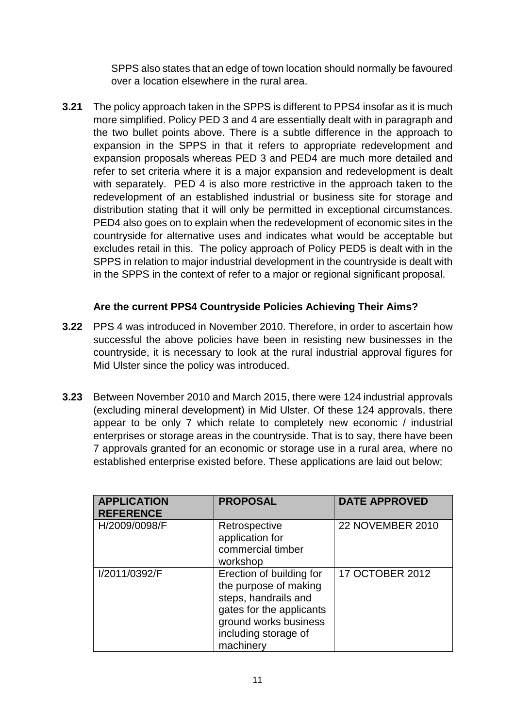SPPS also states that an edge of town location should normally be favoured over a location elsewhere in the rural area.

**3.21** The policy approach taken in the SPPS is different to PPS4 insofar as it is much more simplified. Policy PED 3 and 4 are essentially dealt with in paragraph and the two bullet points above. There is a subtle difference in the approach to expansion in the SPPS in that it refers to appropriate redevelopment and expansion proposals whereas PED 3 and PED4 are much more detailed and refer to set criteria where it is a major expansion and redevelopment is dealt with separately. PED 4 is also more restrictive in the approach taken to the redevelopment of an established industrial or business site for storage and distribution stating that it will only be permitted in exceptional circumstances. PED4 also goes on to explain when the redevelopment of economic sites in the countryside for alternative uses and indicates what would be acceptable but excludes retail in this. The policy approach of Policy PED5 is dealt with in the SPPS in relation to major industrial development in the countryside is dealt with in the SPPS in the context of refer to a major or regional significant proposal.

**Are the current PPS4 Countryside Policies Achieving Their Aims?**

**3.22** PPS 4 was introduced in November 2010. Therefore, in order to ascertain how successful the above policies have been in resisting new businesses in the countryside, it is necessary to look at the rural industrial approval figures for Mid Ulster since the policy was introduced.

**3.23** Between November 2010 and March 2015, there were 124 industrial approvals (excluding mineral development) in Mid Ulster. Of these 124 approvals, there appear to be only 7 which relate to completely new economic / industrial enterprises or storage areas in the countryside. That is to say, there have been 7 approvals granted for an economic or storage use in a rural area, where no established enterprise existed before. These applications are laid out below;

| APPLICATION REFERENCE | PROPOSAL | DATE APPROVED |
|---|---|---|
| H/2009/0098/F | Retrospective application for commercial timber workshop | 22 NOVEMBER 2010 |
| I/2011/0392/F | Erection of building for the purpose of making steps, handrails and gates for the applicants ground works business including storage of machinery | 17 OCTOBER 2012 |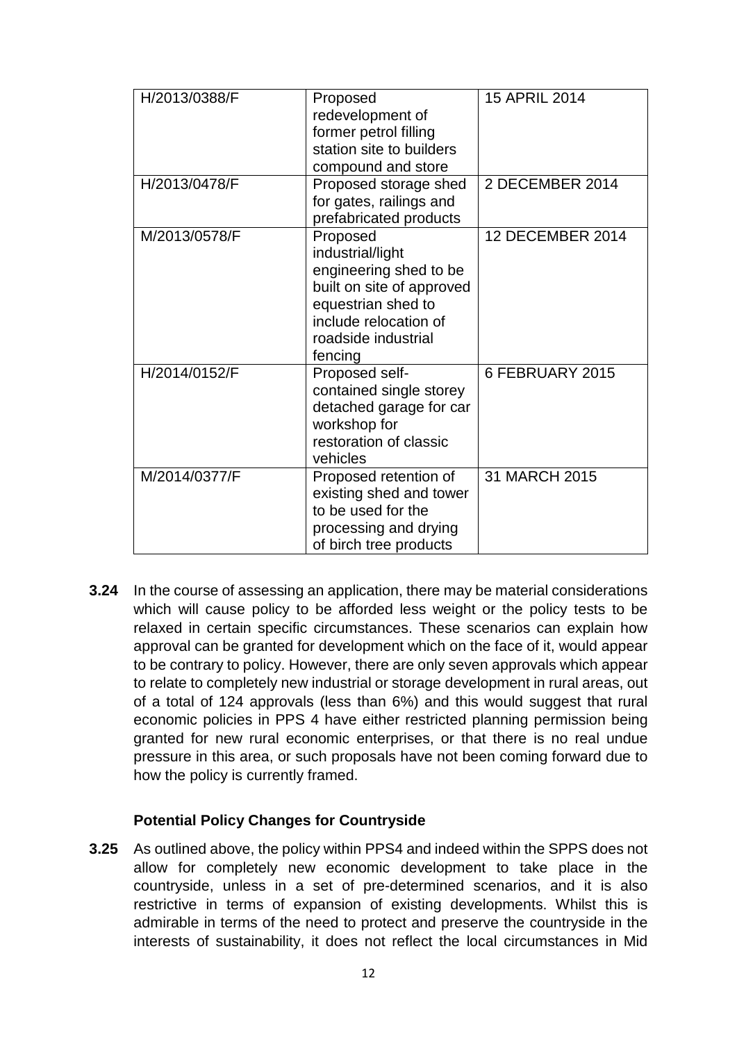| | | |
|---|---|---|
| H/2013/0388/F | Proposed redevelopment of former petrol filling station site to builders compound and store | 15 APRIL 2014 |
| H/2013/0478/F | Proposed storage shed for gates, railings and prefabricated products | 2 DECEMBER 2014 |
| M/2013/0578/F | Proposed industrial/light engineering shed to be built on site of approved equestrian shed to include relocation of roadside industrial fencing | 12 DECEMBER 2014 |
| H/2014/0152/F | Proposed self-contained single storey detached garage for car workshop for restoration of classic vehicles | 6 FEBRUARY 2015 |
| M/2014/0377/F | Proposed retention of existing shed and tower to be used for the processing and drying of birch tree products | 31 MARCH 2015 |

**3.24** In the course of assessing an application, there may be material considerations which will cause policy to be afforded less weight or the policy tests to be relaxed in certain specific circumstances. These scenarios can explain how approval can be granted for development which on the face of it, would appear to be contrary to policy. However, there are only seven approvals which appear to relate to completely new industrial or storage development in rural areas, out of a total of 124 approvals (less than 6%) and this would suggest that rural economic policies in PPS 4 have either restricted planning permission being granted for new rural economic enterprises, or that there is no real undue pressure in this area, or such proposals have not been coming forward due to how the policy is currently framed.

### Potential Policy Changes for Countryside

**3.25** As outlined above, the policy within PPS4 and indeed within the SPPS does not allow for completely new economic development to take place in the countryside, unless in a set of pre-determined scenarios, and it is also restrictive in terms of expansion of existing developments. Whilst this is admirable in terms of the need to protect and preserve the countryside in the interests of sustainability, it does not reflect the local circumstances in Mid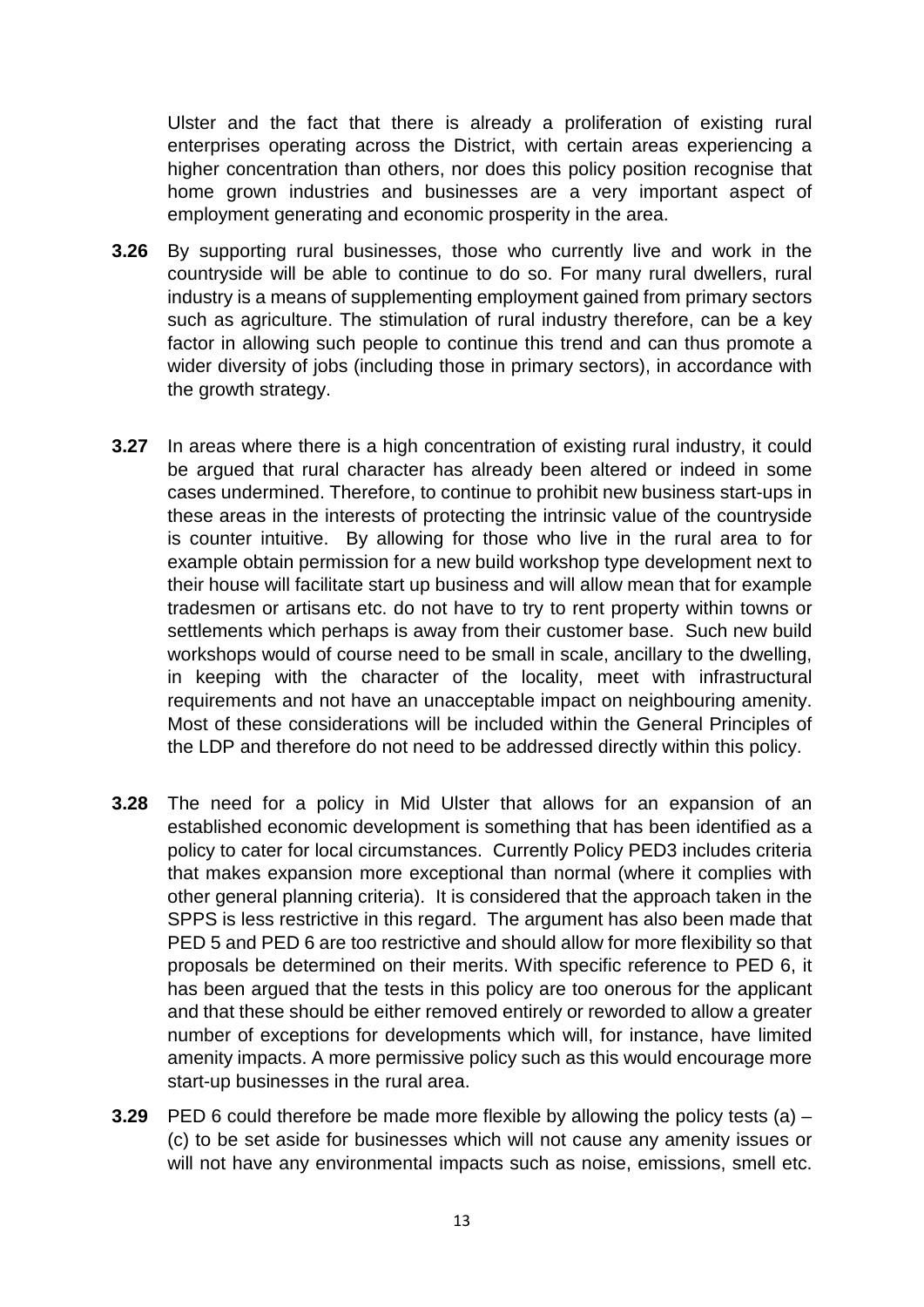Ulster and the fact that there is already a proliferation of existing rural enterprises operating across the District, with certain areas experiencing a higher concentration than others, nor does this policy position recognise that home grown industries and businesses are a very important aspect of employment generating and economic prosperity in the area.

**3.26** By supporting rural businesses, those who currently live and work in the countryside will be able to continue to do so. For many rural dwellers, rural industry is a means of supplementing employment gained from primary sectors such as agriculture. The stimulation of rural industry therefore, can be a key factor in allowing such people to continue this trend and can thus promote a wider diversity of jobs (including those in primary sectors), in accordance with the growth strategy.

**3.27** In areas where there is a high concentration of existing rural industry, it could be argued that rural character has already been altered or indeed in some cases undermined. Therefore, to continue to prohibit new business start-ups in these areas in the interests of protecting the intrinsic value of the countryside is counter intuitive. By allowing for those who live in the rural area to for example obtain permission for a new build workshop type development next to their house will facilitate start up business and will allow mean that for example tradesmen or artisans etc. do not have to try to rent property within towns or settlements which perhaps is away from their customer base. Such new build workshops would of course need to be small in scale, ancillary to the dwelling, in keeping with the character of the locality, meet with infrastructural requirements and not have an unacceptable impact on neighbouring amenity. Most of these considerations will be included within the General Principles of the LDP and therefore do not need to be addressed directly within this policy.

**3.28** The need for a policy in Mid Ulster that allows for an expansion of an established economic development is something that has been identified as a policy to cater for local circumstances. Currently Policy PED3 includes criteria that makes expansion more exceptional than normal (where it complies with other general planning criteria). It is considered that the approach taken in the SPPS is less restrictive in this regard. The argument has also been made that PED 5 and PED 6 are too restrictive and should allow for more flexibility so that proposals be determined on their merits. With specific reference to PED 6, it has been argued that the tests in this policy are too onerous for the applicant and that these should be either removed entirely or reworded to allow a greater number of exceptions for developments which will, for instance, have limited amenity impacts. A more permissive policy such as this would encourage more start-up businesses in the rural area.

**3.29** PED 6 could therefore be made more flexible by allowing the policy tests (a) – (c) to be set aside for businesses which will not cause any amenity issues or will not have any environmental impacts such as noise, emissions, smell etc.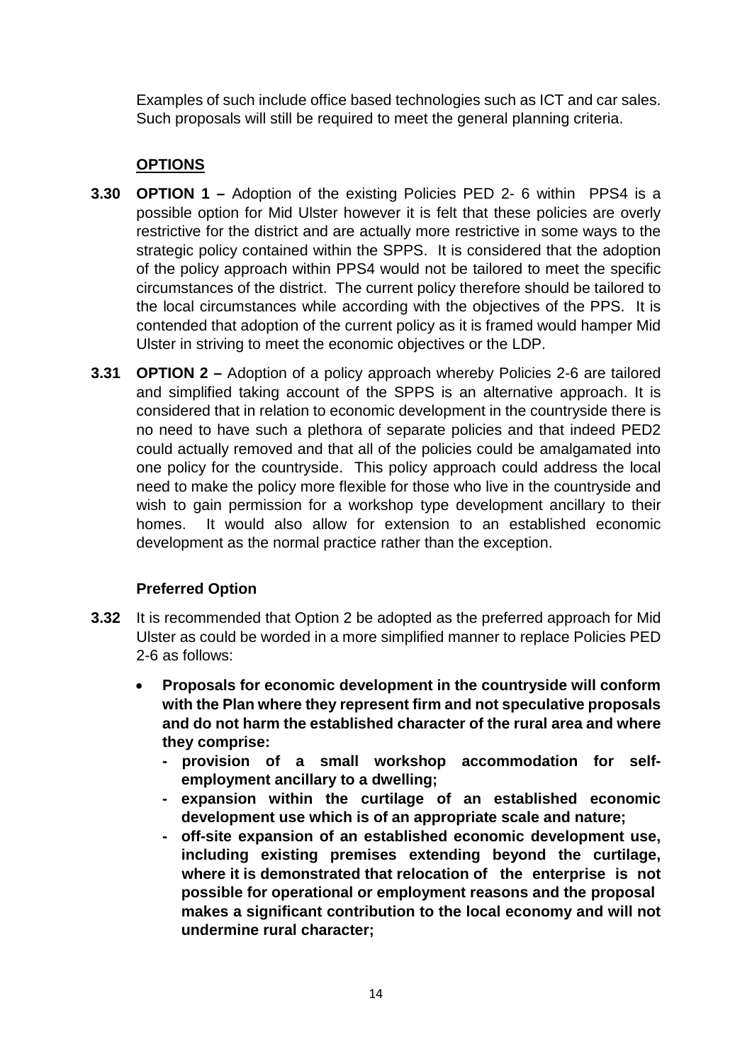Examples of such include office based technologies such as ICT and car sales. Such proposals will still be required to meet the general planning criteria.

## OPTIONS

**3.30** **OPTION 1 –** Adoption of the existing Policies PED 2- 6 within PPS4 is a possible option for Mid Ulster however it is felt that these policies are overly restrictive for the district and are actually more restrictive in some ways to the strategic policy contained within the SPPS. It is considered that the adoption of the policy approach within PPS4 would not be tailored to meet the specific circumstances of the district. The current policy therefore should be tailored to the local circumstances while according with the objectives of the PPS. It is contended that adoption of the current policy as it is framed would hamper Mid Ulster in striving to meet the economic objectives or the LDP.

**3.31** **OPTION 2 –** Adoption of a policy approach whereby Policies 2-6 are tailored and simplified taking account of the SPPS is an alternative approach. It is considered that in relation to economic development in the countryside there is no need to have such a plethora of separate policies and that indeed PED2 could actually removed and that all of the policies could be amalgamated into one policy for the countryside. This policy approach could address the local need to make the policy more flexible for those who live in the countryside and wish to gain permission for a workshop type development ancillary to their homes. It would also allow for extension to an established economic development as the normal practice rather than the exception.

### Preferred Option

**3.32** It is recommended that Option 2 be adopted as the preferred approach for Mid Ulster as could be worded in a more simplified manner to replace Policies PED 2-6 as follows:

- **Proposals for economic development in the countryside will conform with the Plan where they represent firm and not speculative proposals and do not harm the established character of the rural area and where they comprise:**
  - **provision of a small workshop accommodation for self-employment ancillary to a dwelling;**
  - **expansion within the curtilage of an established economic development use which is of an appropriate scale and nature;**
  - **off-site expansion of an established economic development use, including existing premises extending beyond the curtilage, where it is demonstrated that relocation of the enterprise is not possible for operational or employment reasons and the proposal makes a significant contribution to the local economy and will not undermine rural character;**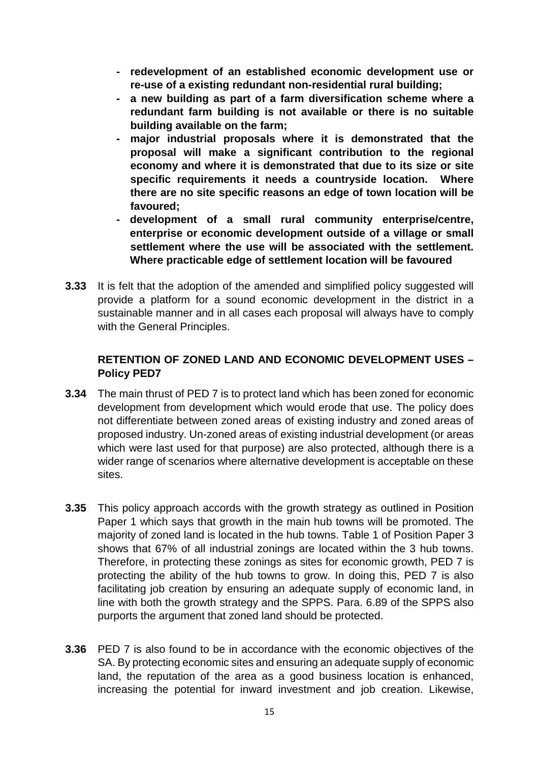- **redevelopment of an established economic development use or re-use of a existing redundant non-residential rural building;**
- **a new building as part of a farm diversification scheme where a redundant farm building is not available or there is no suitable building available on the farm;**
- **major industrial proposals where it is demonstrated that the proposal will make a significant contribution to the regional economy and where it is demonstrated that due to its size or site specific requirements it needs a countryside location. Where there are no site specific reasons an edge of town location will be favoured;**
- **development of a small rural community enterprise/centre, enterprise or economic development outside of a village or small settlement where the use will be associated with the settlement. Where practicable edge of settlement location will be favoured**

**3.33** It is felt that the adoption of the amended and simplified policy suggested will provide a platform for a sound economic development in the district in a sustainable manner and in all cases each proposal will always have to comply with the General Principles.

### RETENTION OF ZONED LAND AND ECONOMIC DEVELOPMENT USES – Policy PED7

**3.34** The main thrust of PED 7 is to protect land which has been zoned for economic development from development which would erode that use. The policy does not differentiate between zoned areas of existing industry and zoned areas of proposed industry. Un-zoned areas of existing industrial development (or areas which were last used for that purpose) are also protected, although there is a wider range of scenarios where alternative development is acceptable on these sites.

**3.35** This policy approach accords with the growth strategy as outlined in Position Paper 1 which says that growth in the main hub towns will be promoted. The majority of zoned land is located in the hub towns. Table 1 of Position Paper 3 shows that 67% of all industrial zonings are located within the 3 hub towns. Therefore, in protecting these zonings as sites for economic growth, PED 7 is protecting the ability of the hub towns to grow. In doing this, PED 7 is also facilitating job creation by ensuring an adequate supply of economic land, in line with both the growth strategy and the SPPS. Para. 6.89 of the SPPS also purports the argument that zoned land should be protected.

**3.36** PED 7 is also found to be in accordance with the economic objectives of the SA. By protecting economic sites and ensuring an adequate supply of economic land, the reputation of the area as a good business location is enhanced, increasing the potential for inward investment and job creation. Likewise,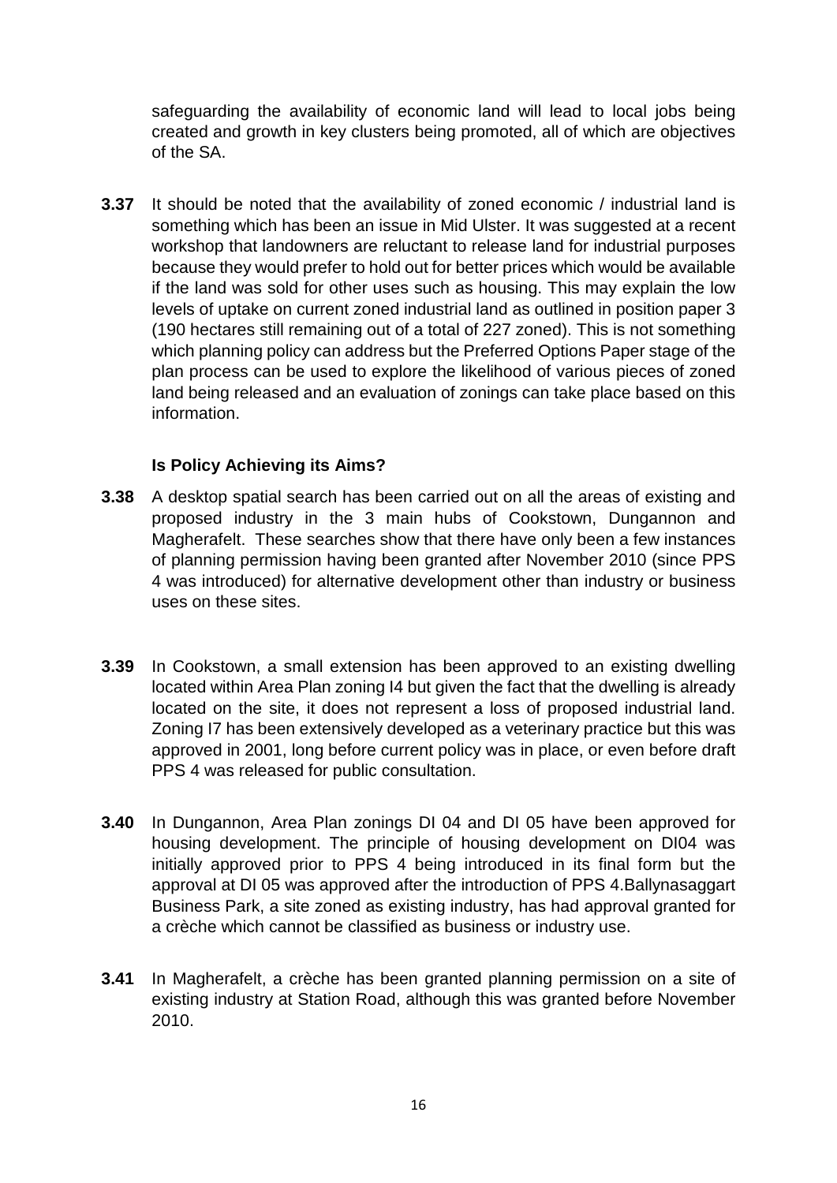safeguarding the availability of economic land will lead to local jobs being created and growth in key clusters being promoted, all of which are objectives of the SA.

**3.37** It should be noted that the availability of zoned economic / industrial land is something which has been an issue in Mid Ulster. It was suggested at a recent workshop that landowners are reluctant to release land for industrial purposes because they would prefer to hold out for better prices which would be available if the land was sold for other uses such as housing. This may explain the low levels of uptake on current zoned industrial land as outlined in position paper 3 (190 hectares still remaining out of a total of 227 zoned). This is not something which planning policy can address but the Preferred Options Paper stage of the plan process can be used to explore the likelihood of various pieces of zoned land being released and an evaluation of zonings can take place based on this information.

### Is Policy Achieving its Aims?

**3.38** A desktop spatial search has been carried out on all the areas of existing and proposed industry in the 3 main hubs of Cookstown, Dungannon and Magherafelt. These searches show that there have only been a few instances of planning permission having been granted after November 2010 (since PPS 4 was introduced) for alternative development other than industry or business uses on these sites.

**3.39** In Cookstown, a small extension has been approved to an existing dwelling located within Area Plan zoning I4 but given the fact that the dwelling is already located on the site, it does not represent a loss of proposed industrial land. Zoning I7 has been extensively developed as a veterinary practice but this was approved in 2001, long before current policy was in place, or even before draft PPS 4 was released for public consultation.

**3.40** In Dungannon, Area Plan zonings DI 04 and DI 05 have been approved for housing development. The principle of housing development on DI04 was initially approved prior to PPS 4 being introduced in its final form but the approval at DI 05 was approved after the introduction of PPS 4.Ballynasaggart Business Park, a site zoned as existing industry, has had approval granted for a crèche which cannot be classified as business or industry use.

**3.41** In Magherafelt, a crèche has been granted planning permission on a site of existing industry at Station Road, although this was granted before November 2010.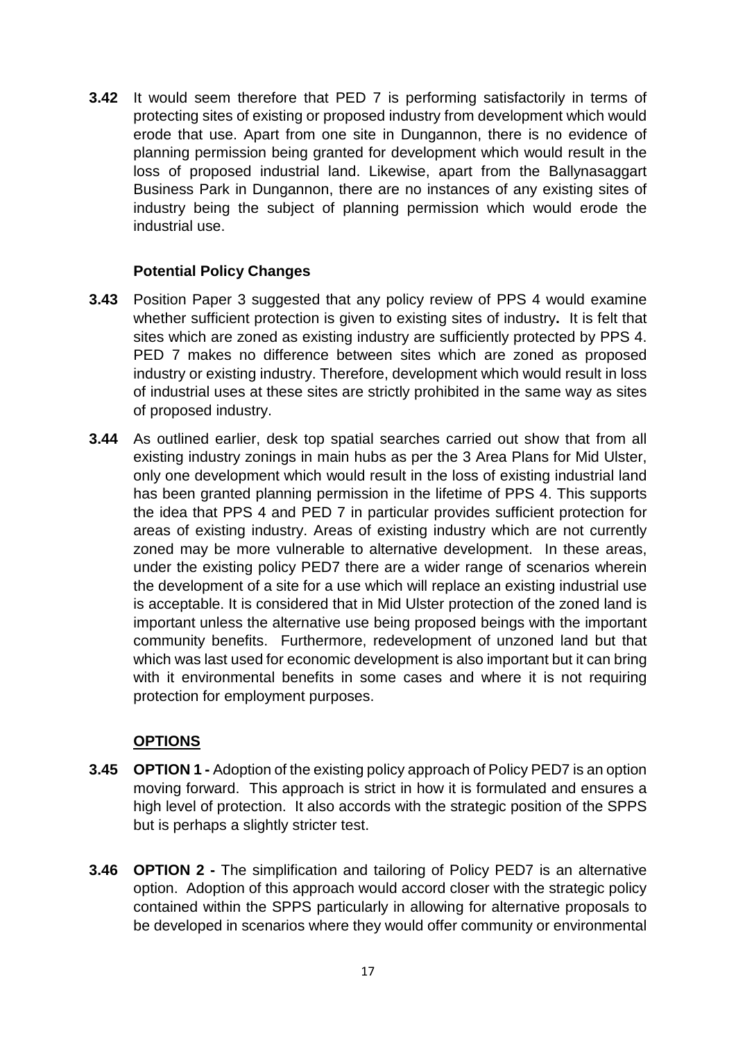**3.42** It would seem therefore that PED 7 is performing satisfactorily in terms of protecting sites of existing or proposed industry from development which would erode that use. Apart from one site in Dungannon, there is no evidence of planning permission being granted for development which would result in the loss of proposed industrial land. Likewise, apart from the Ballynasaggart Business Park in Dungannon, there are no instances of any existing sites of industry being the subject of planning permission which would erode the industrial use.

**Potential Policy Changes**

**3.43** Position Paper 3 suggested that any policy review of PPS 4 would examine whether sufficient protection is given to existing sites of industry**.** It is felt that sites which are zoned as existing industry are sufficiently protected by PPS 4. PED 7 makes no difference between sites which are zoned as proposed industry or existing industry. Therefore, development which would result in loss of industrial uses at these sites are strictly prohibited in the same way as sites of proposed industry.

**3.44** As outlined earlier, desk top spatial searches carried out show that from all existing industry zonings in main hubs as per the 3 Area Plans for Mid Ulster, only one development which would result in the loss of existing industrial land has been granted planning permission in the lifetime of PPS 4. This supports the idea that PPS 4 and PED 7 in particular provides sufficient protection for areas of existing industry. Areas of existing industry which are not currently zoned may be more vulnerable to alternative development. In these areas, under the existing policy PED7 there are a wider range of scenarios wherein the development of a site for a use which will replace an existing industrial use is acceptable. It is considered that in Mid Ulster protection of the zoned land is important unless the alternative use being proposed beings with the important community benefits. Furthermore, redevelopment of unzoned land but that which was last used for economic development is also important but it can bring with it environmental benefits in some cases and where it is not requiring protection for employment purposes.

**OPTIONS**

**3.45** **OPTION 1 -** Adoption of the existing policy approach of Policy PED7 is an option moving forward. This approach is strict in how it is formulated and ensures a high level of protection. It also accords with the strategic position of the SPPS but is perhaps a slightly stricter test.

**3.46** **OPTION 2 -** The simplification and tailoring of Policy PED7 is an alternative option. Adoption of this approach would accord closer with the strategic policy contained within the SPPS particularly in allowing for alternative proposals to be developed in scenarios where they would offer community or environmental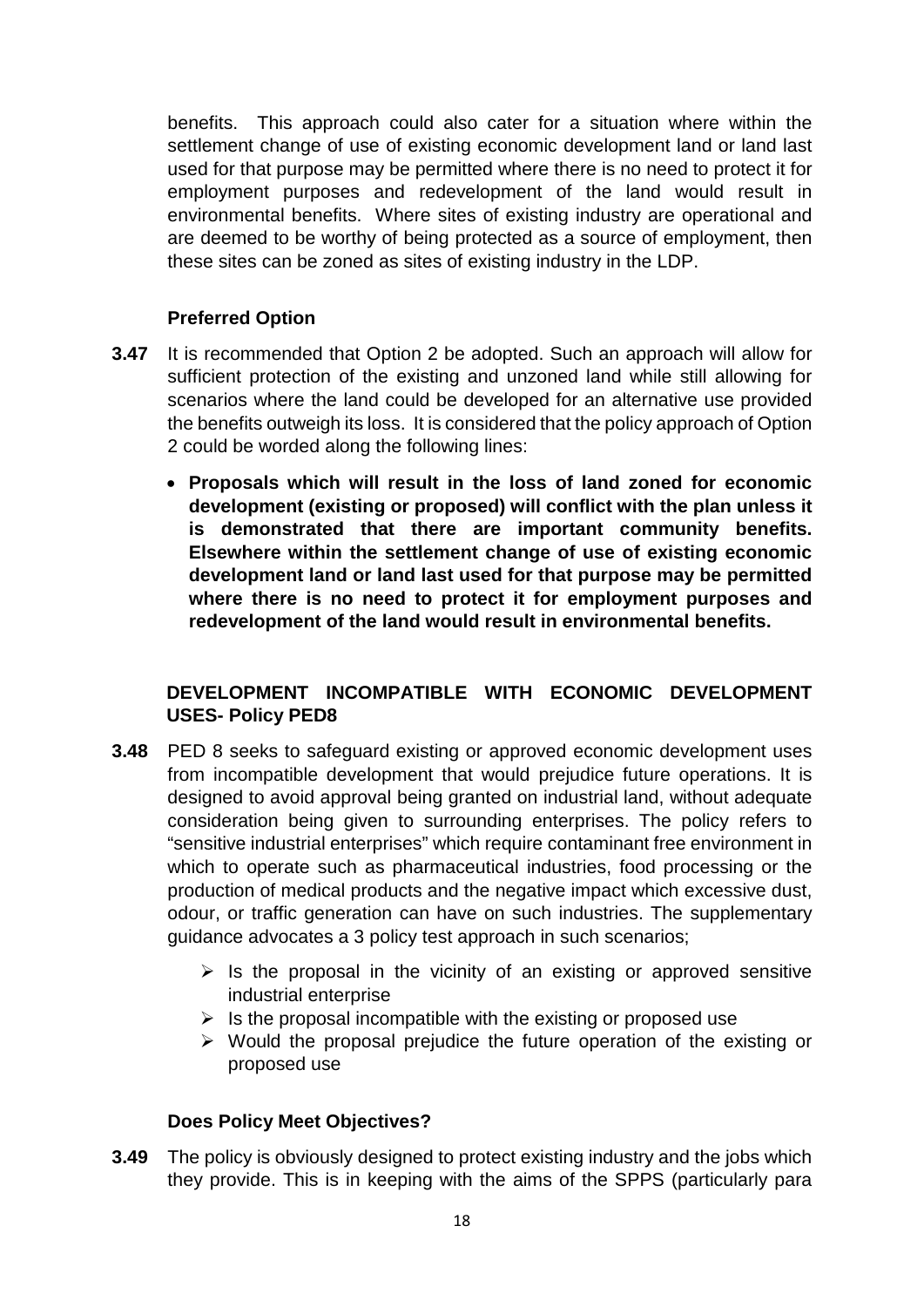benefits. This approach could also cater for a situation where within the settlement change of use of existing economic development land or land last used for that purpose may be permitted where there is no need to protect it for employment purposes and redevelopment of the land would result in environmental benefits. Where sites of existing industry are operational and are deemed to be worthy of being protected as a source of employment, then these sites can be zoned as sites of existing industry in the LDP.

**Preferred Option**

**3.47** It is recommended that Option 2 be adopted. Such an approach will allow for sufficient protection of the existing and unzoned land while still allowing for scenarios where the land could be developed for an alternative use provided the benefits outweigh its loss. It is considered that the policy approach of Option 2 could be worded along the following lines:

- **Proposals which will result in the loss of land zoned for economic development (existing or proposed) will conflict with the plan unless it is demonstrated that there are important community benefits. Elsewhere within the settlement change of use of existing economic development land or land last used for that purpose may be permitted where there is no need to protect it for employment purposes and redevelopment of the land would result in environmental benefits.**

## DEVELOPMENT INCOMPATIBLE WITH ECONOMIC DEVELOPMENT USES- Policy PED8

**3.48** PED 8 seeks to safeguard existing or approved economic development uses from incompatible development that would prejudice future operations. It is designed to avoid approval being granted on industrial land, without adequate consideration being given to surrounding enterprises. The policy refers to "sensitive industrial enterprises" which require contaminant free environment in which to operate such as pharmaceutical industries, food processing or the production of medical products and the negative impact which excessive dust, odour, or traffic generation can have on such industries. The supplementary guidance advocates a 3 policy test approach in such scenarios;

- Is the proposal in the vicinity of an existing or approved sensitive industrial enterprise
- Is the proposal incompatible with the existing or proposed use
- Would the proposal prejudice the future operation of the existing or proposed use

**Does Policy Meet Objectives?**

**3.49** The policy is obviously designed to protect existing industry and the jobs which they provide. This is in keeping with the aims of the SPPS (particularly para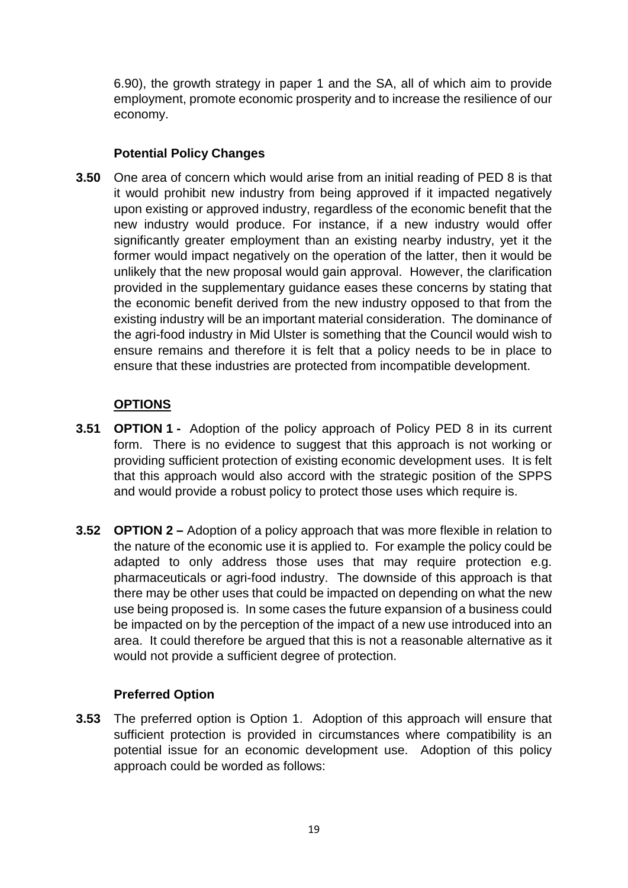6.90), the growth strategy in paper 1 and the SA, all of which aim to provide employment, promote economic prosperity and to increase the resilience of our economy.

### Potential Policy Changes

**3.50** One area of concern which would arise from an initial reading of PED 8 is that it would prohibit new industry from being approved if it impacted negatively upon existing or approved industry, regardless of the economic benefit that the new industry would produce. For instance, if a new industry would offer significantly greater employment than an existing nearby industry, yet it the former would impact negatively on the operation of the latter, then it would be unlikely that the new proposal would gain approval. However, the clarification provided in the supplementary guidance eases these concerns by stating that the economic benefit derived from the new industry opposed to that from the existing industry will be an important material consideration. The dominance of the agri-food industry in Mid Ulster is something that the Council would wish to ensure remains and therefore it is felt that a policy needs to be in place to ensure that these industries are protected from incompatible development.

### OPTIONS

**3.51** **OPTION 1 -** Adoption of the policy approach of Policy PED 8 in its current form. There is no evidence to suggest that this approach is not working or providing sufficient protection of existing economic development uses. It is felt that this approach would also accord with the strategic position of the SPPS and would provide a robust policy to protect those uses which require is.

**3.52** **OPTION 2 –** Adoption of a policy approach that was more flexible in relation to the nature of the economic use it is applied to. For example the policy could be adapted to only address those uses that may require protection e.g. pharmaceuticals or agri-food industry. The downside of this approach is that there may be other uses that could be impacted on depending on what the new use being proposed is. In some cases the future expansion of a business could be impacted on by the perception of the impact of a new use introduced into an area. It could therefore be argued that this is not a reasonable alternative as it would not provide a sufficient degree of protection.

### Preferred Option

**3.53** The preferred option is Option 1. Adoption of this approach will ensure that sufficient protection is provided in circumstances where compatibility is an potential issue for an economic development use. Adoption of this policy approach could be worded as follows: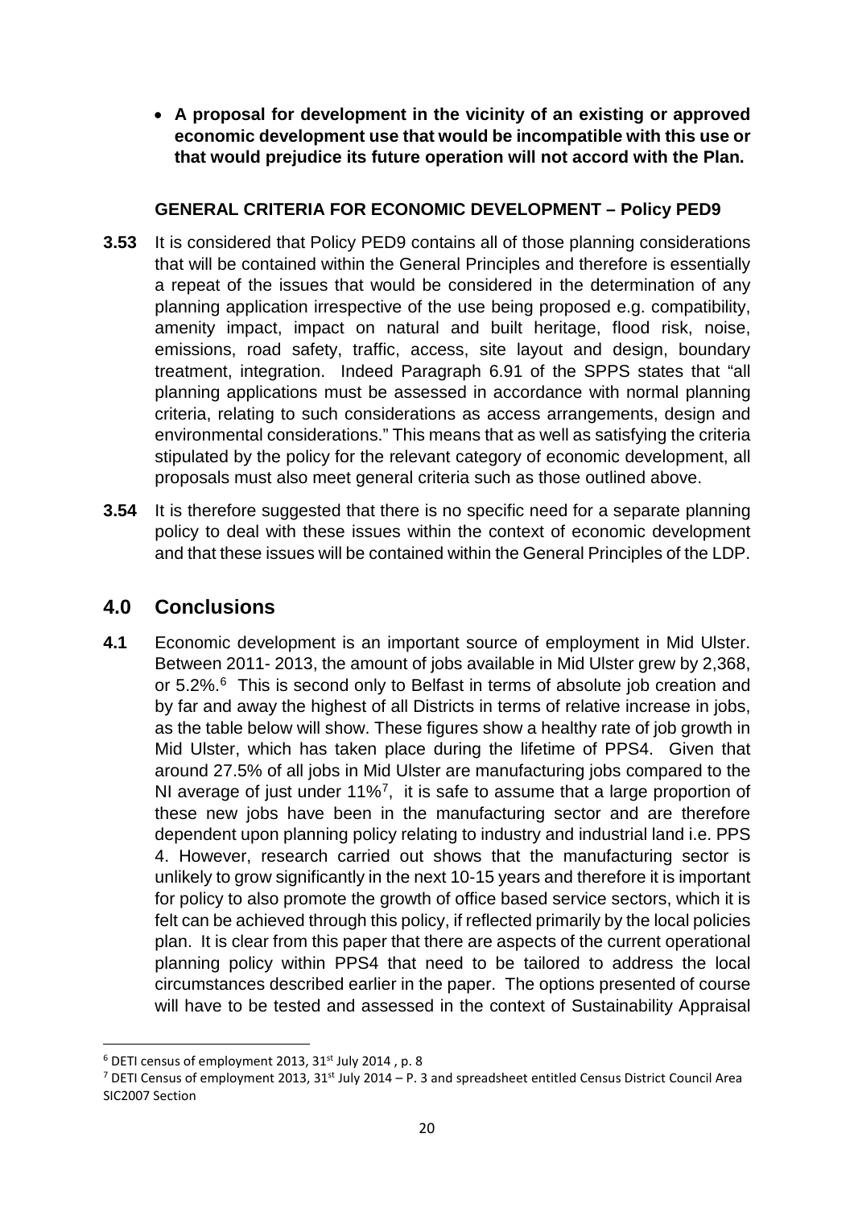- **A proposal for development in the vicinity of an existing or approved economic development use that would be incompatible with this use or that would prejudice its future operation will not accord with the Plan.**

**GENERAL CRITERIA FOR ECONOMIC DEVELOPMENT – Policy PED9**

**3.53** It is considered that Policy PED9 contains all of those planning considerations that will be contained within the General Principles and therefore is essentially a repeat of the issues that would be considered in the determination of any planning application irrespective of the use being proposed e.g. compatibility, amenity impact, impact on natural and built heritage, flood risk, noise, emissions, road safety, traffic, access, site layout and design, boundary treatment, integration. Indeed Paragraph 6.91 of the SPPS states that "all planning applications must be assessed in accordance with normal planning criteria, relating to such considerations as access arrangements, design and environmental considerations." This means that as well as satisfying the criteria stipulated by the policy for the relevant category of economic development, all proposals must also meet general criteria such as those outlined above.

**3.54** It is therefore suggested that there is no specific need for a separate planning policy to deal with these issues within the context of economic development and that these issues will be contained within the General Principles of the LDP.

## 4.0 Conclusions

**4.1** Economic development is an important source of employment in Mid Ulster. Between 2011- 2013, the amount of jobs available in Mid Ulster grew by 2,368, or 5.2%.[6] This is second only to Belfast in terms of absolute job creation and by far and away the highest of all Districts in terms of relative increase in jobs, as the table below will show. These figures show a healthy rate of job growth in Mid Ulster, which has taken place during the lifetime of PPS4. Given that around 27.5% of all jobs in Mid Ulster are manufacturing jobs compared to the NI average of just under 11%[7], it is safe to assume that a large proportion of these new jobs have been in the manufacturing sector and are therefore dependent upon planning policy relating to industry and industrial land i.e. PPS 4. However, research carried out shows that the manufacturing sector is unlikely to grow significantly in the next 10-15 years and therefore it is important for policy to also promote the growth of office based service sectors, which it is felt can be achieved through this policy, if reflected primarily by the local policies plan. It is clear from this paper that there are aspects of the current operational planning policy within PPS4 that need to be tailored to address the local circumstances described earlier in the paper. The options presented of course will have to be tested and assessed in the context of Sustainability Appraisal

---

[6] DETI census of employment 2013, 31st July 2014 , p. 8

[7] DETI Census of employment 2013, 31st July 2014 – P. 3 and spreadsheet entitled Census District Council Area SIC2007 Section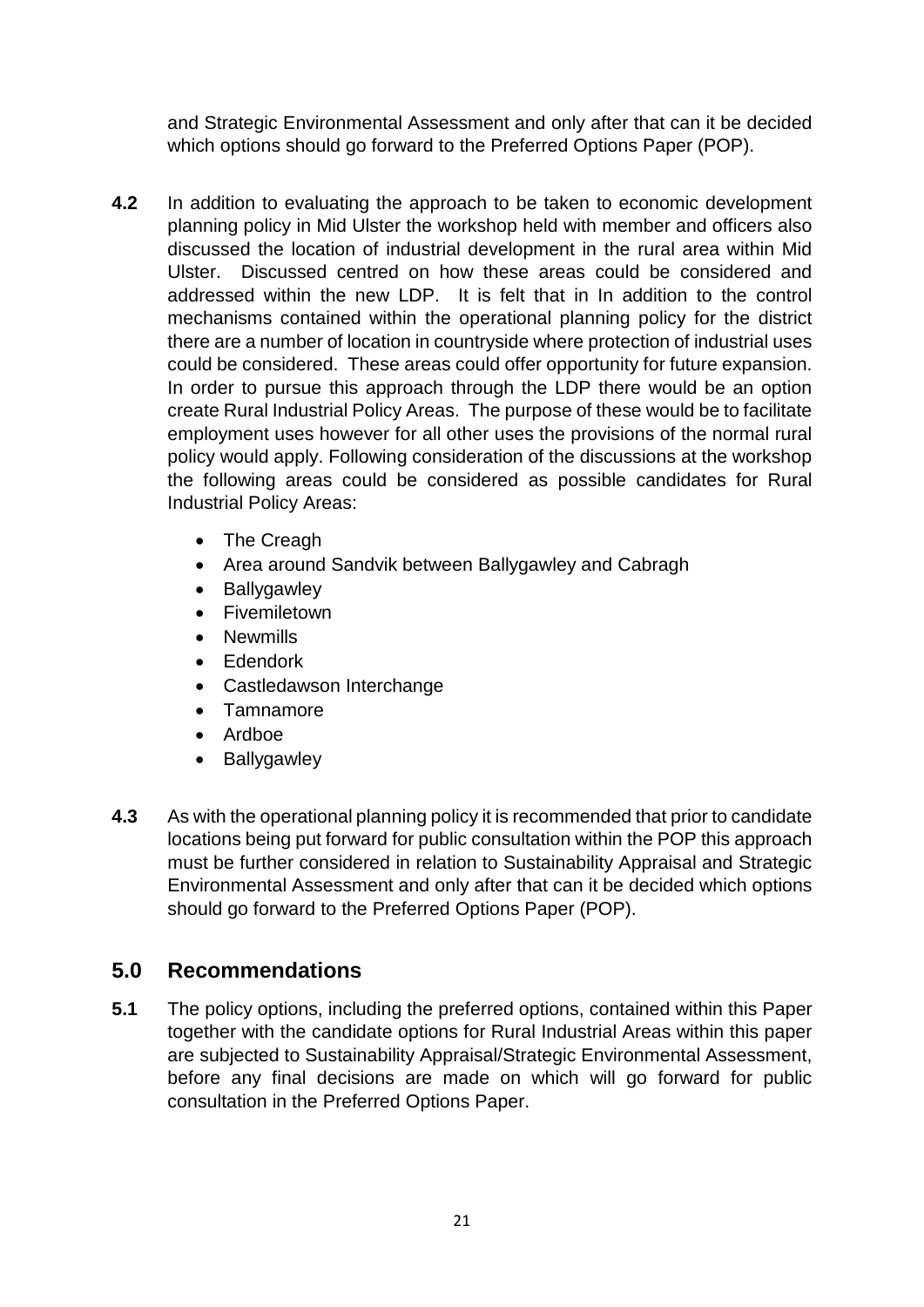and Strategic Environmental Assessment and only after that can it be decided which options should go forward to the Preferred Options Paper (POP).

**4.2** In addition to evaluating the approach to be taken to economic development planning policy in Mid Ulster the workshop held with member and officers also discussed the location of industrial development in the rural area within Mid Ulster. Discussed centred on how these areas could be considered and addressed within the new LDP. It is felt that in In addition to the control mechanisms contained within the operational planning policy for the district there are a number of location in countryside where protection of industrial uses could be considered. These areas could offer opportunity for future expansion. In order to pursue this approach through the LDP there would be an option create Rural Industrial Policy Areas. The purpose of these would be to facilitate employment uses however for all other uses the provisions of the normal rural policy would apply. Following consideration of the discussions at the workshop the following areas could be considered as possible candidates for Rural Industrial Policy Areas:

- The Creagh
- Area around Sandvik between Ballygawley and Cabragh
- Ballygawley
- Fivemiletown
- Newmills
- Edendork
- Castledawson Interchange
- Tamnamore
- Ardboe
- Ballygawley

**4.3** As with the operational planning policy it is recommended that prior to candidate locations being put forward for public consultation within the POP this approach must be further considered in relation to Sustainability Appraisal and Strategic Environmental Assessment and only after that can it be decided which options should go forward to the Preferred Options Paper (POP).

## 5.0 Recommendations

**5.1** The policy options, including the preferred options, contained within this Paper together with the candidate options for Rural Industrial Areas within this paper are subjected to Sustainability Appraisal/Strategic Environmental Assessment, before any final decisions are made on which will go forward for public consultation in the Preferred Options Paper.